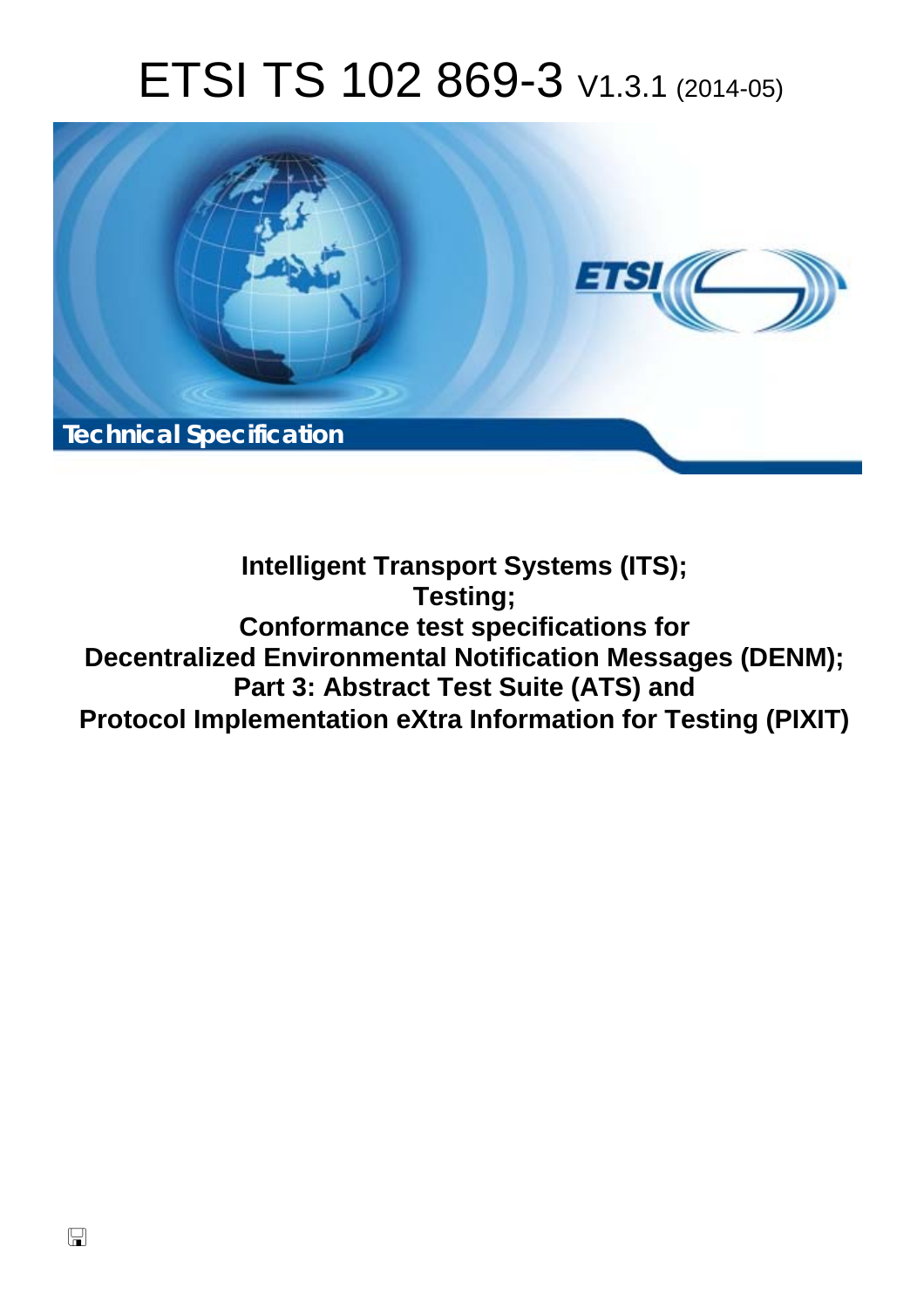# ETSI TS 102 869-3 V1.3.1 (2014-05)

**Technical Specification**

**Intelligent Transport Systems (ITS);**
**Testing;**
**Conformance test specifications for**
**Decentralized Environmental Notification Messages (DENM);**
**Part 3: Abstract Test Suite (ATS) and**
**Protocol Implementation eXtra Information for Testing (PIXIT)**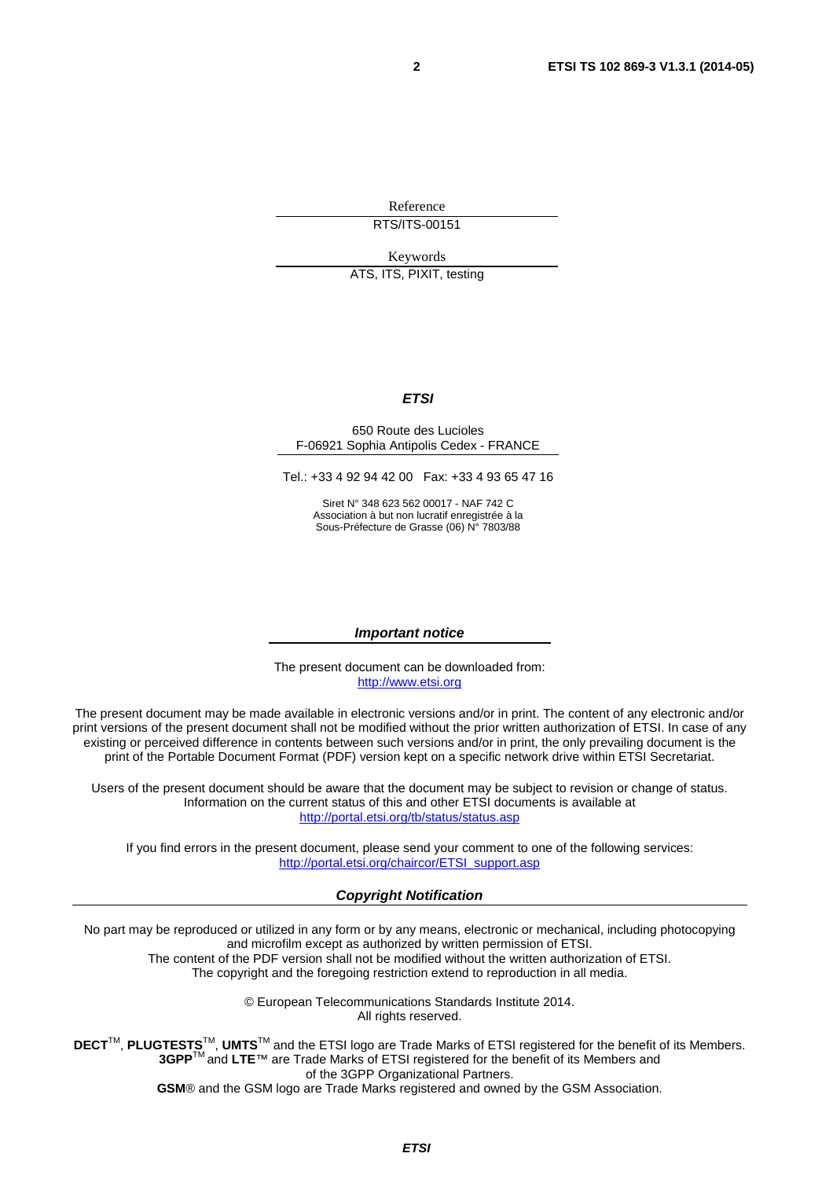Reference

RTS/ITS-00151

Keywords

ATS, ITS, PIXIT, testing

***ETSI***

650 Route des Lucioles
F-06921 Sophia Antipolis Cedex - FRANCE

Tel.: +33 4 92 94 42 00   Fax: +33 4 93 65 47 16

Siret N° 348 623 562 00017 - NAF 742 C
Association à but non lucratif enregistrée à la
Sous-Préfecture de Grasse (06) N° 7803/88

***Important notice***

The present document can be downloaded from:
http://www.etsi.org

The present document may be made available in electronic versions and/or in print. The content of any electronic and/or print versions of the present document shall not be modified without the prior written authorization of ETSI. In case of any existing or perceived difference in contents between such versions and/or in print, the only prevailing document is the print of the Portable Document Format (PDF) version kept on a specific network drive within ETSI Secretariat.

Users of the present document should be aware that the document may be subject to revision or change of status. Information on the current status of this and other ETSI documents is available at
http://portal.etsi.org/tb/status/status.asp

If you find errors in the present document, please send your comment to one of the following services:
http://portal.etsi.org/chaircor/ETSI_support.asp

***Copyright Notification***

No part may be reproduced or utilized in any form or by any means, electronic or mechanical, including photocopying and microfilm except as authorized by written permission of ETSI.
The content of the PDF version shall not be modified without the written authorization of ETSI.
The copyright and the foregoing restriction extend to reproduction in all media.

© European Telecommunications Standards Institute 2014.
All rights reserved.

**DECT**™, **PLUGTESTS**™, **UMTS**™ and the ETSI logo are Trade Marks of ETSI registered for the benefit of its Members.
**3GPP**™ and **LTE**™ are Trade Marks of ETSI registered for the benefit of its Members and of the 3GPP Organizational Partners.
**GSM**® and the GSM logo are Trade Marks registered and owned by the GSM Association.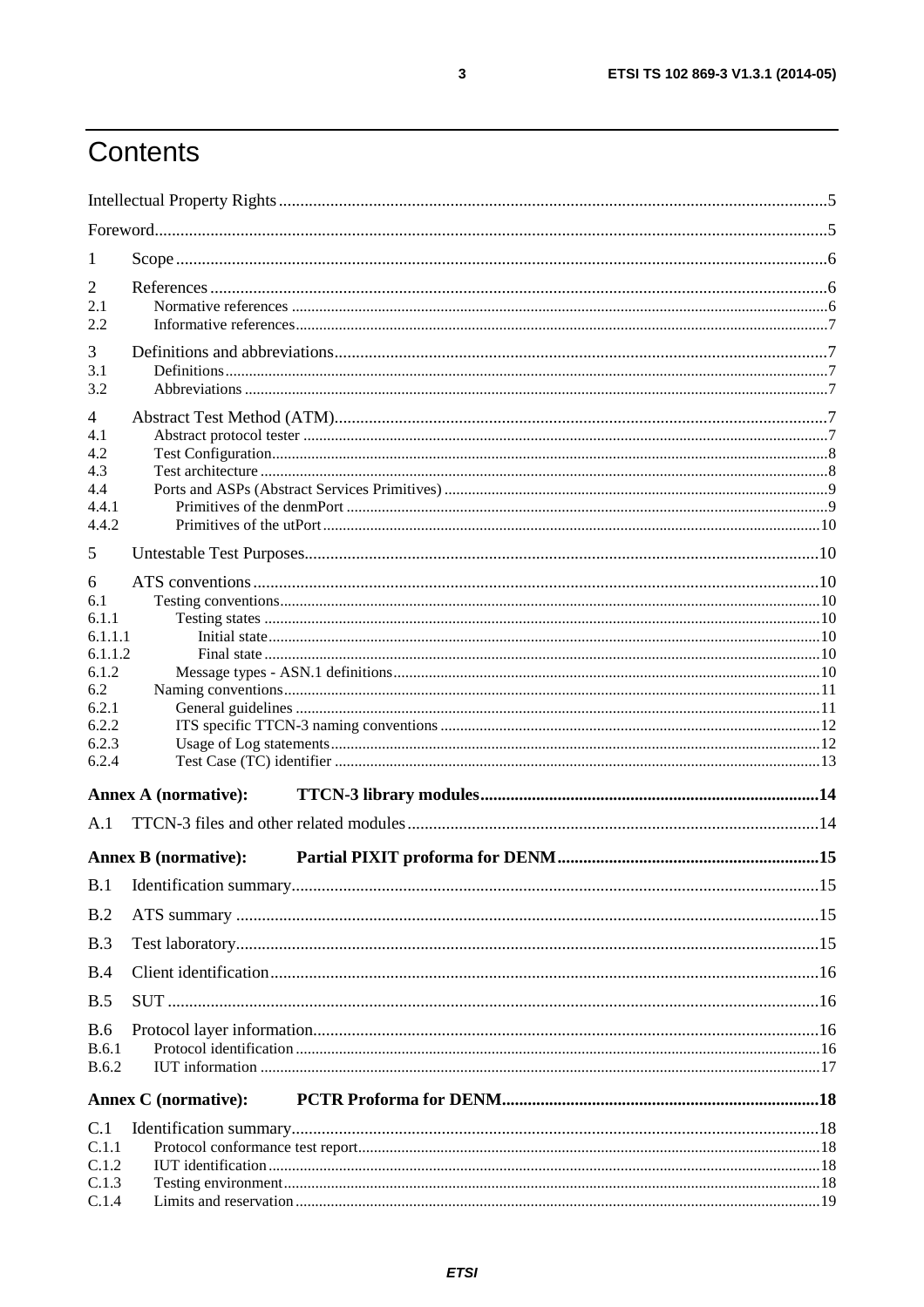# Contents

Intellectual Property Rights ..... 5

Foreword ..... 5

1 Scope ..... 6

2 References ..... 6
- 2.1 Normative references ..... 6
- 2.2 Informative references ..... 7

3 Definitions and abbreviations ..... 7
- 3.1 Definitions ..... 7
- 3.2 Abbreviations ..... 7

4 Abstract Test Method (ATM) ..... 7
- 4.1 Abstract protocol tester ..... 7
- 4.2 Test Configuration ..... 8
- 4.3 Test architecture ..... 8
- 4.4 Ports and ASPs (Abstract Services Primitives) ..... 9
  - 4.4.1 Primitives of the denmPort ..... 9
  - 4.4.2 Primitives of the utPort ..... 10

5 Untestable Test Purposes ..... 10

6 ATS conventions ..... 10
- 6.1 Testing conventions ..... 10
  - 6.1.1 Testing states ..... 10
    - 6.1.1.1 Initial state ..... 10
    - 6.1.1.2 Final state ..... 10
  - 6.1.2 Message types - ASN.1 definitions ..... 10
- 6.2 Naming conventions ..... 11
  - 6.2.1 General guidelines ..... 11
  - 6.2.2 ITS specific TTCN-3 naming conventions ..... 12
  - 6.2.3 Usage of Log statements ..... 12
  - 6.2.4 Test Case (TC) identifier ..... 13

**Annex A (normative): TTCN-3 library modules ..... 14**

A.1 TTCN-3 files and other related modules ..... 14

**Annex B (normative): Partial PIXIT proforma for DENM ..... 15**

B.1 Identification summary ..... 15

B.2 ATS summary ..... 15

B.3 Test laboratory ..... 15

B.4 Client identification ..... 16

B.5 SUT ..... 16

B.6 Protocol layer information ..... 16
- B.6.1 Protocol identification ..... 16
- B.6.2 IUT information ..... 17

**Annex C (normative): PCTR Proforma for DENM ..... 18**

C.1 Identification summary ..... 18
- C.1.1 Protocol conformance test report ..... 18
- C.1.2 IUT identification ..... 18
- C.1.3 Testing environment ..... 18
- C.1.4 Limits and reservation ..... 19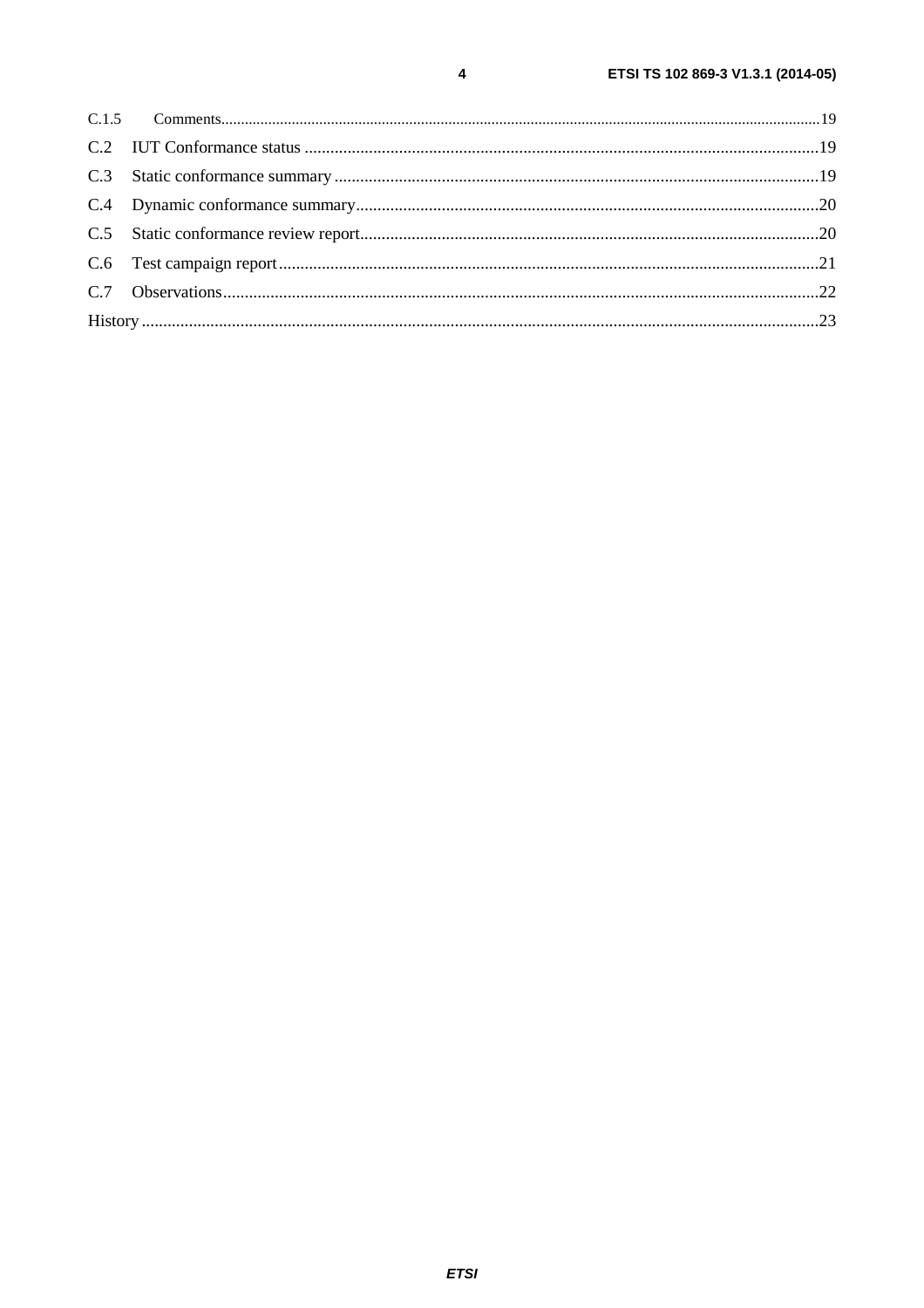C.1.5 Comments........................................................................................................................................................19

C.2 IUT Conformance status .......................................................................................................................19

C.3 Static conformance summary .................................................................................................................19

C.4 Dynamic conformance summary............................................................................................................20

C.5 Static conformance review report...........................................................................................................20

C.6 Test campaign report..............................................................................................................................21

C.7 Observations...........................................................................................................................................22

History .............................................................................................................................................................23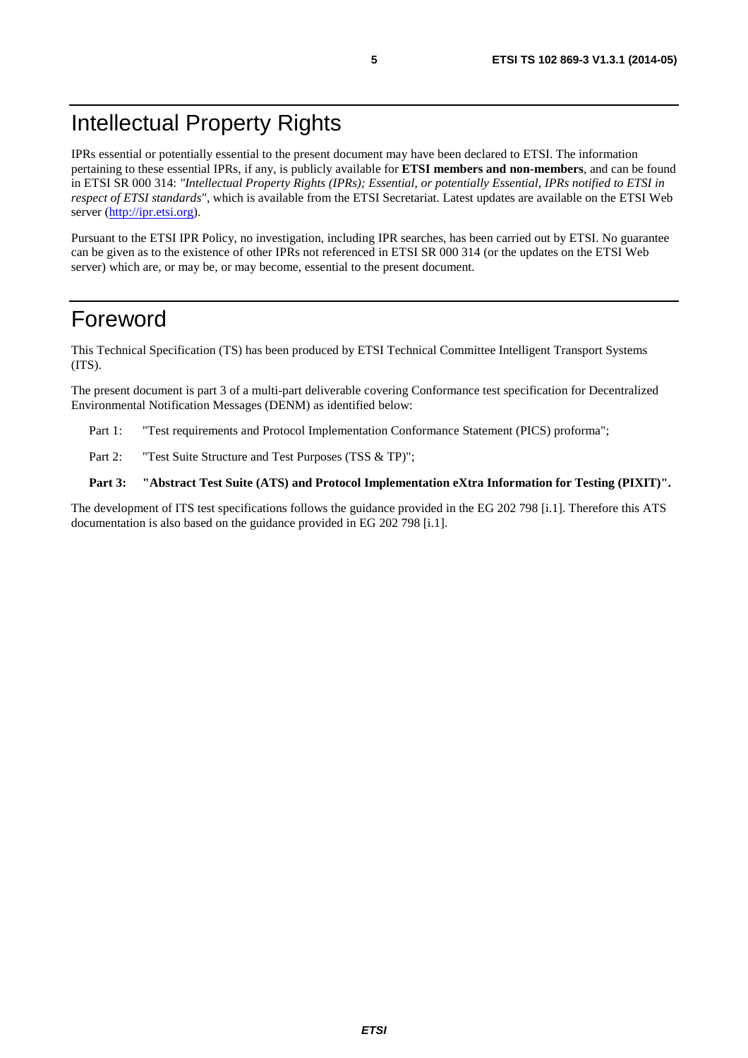# Intellectual Property Rights

IPRs essential or potentially essential to the present document may have been declared to ETSI. The information pertaining to these essential IPRs, if any, is publicly available for **ETSI members and non-members**, and can be found in ETSI SR 000 314: *"Intellectual Property Rights (IPRs); Essential, or potentially Essential, IPRs notified to ETSI in respect of ETSI standards"*, which is available from the ETSI Secretariat. Latest updates are available on the ETSI Web server (http://ipr.etsi.org).

Pursuant to the ETSI IPR Policy, no investigation, including IPR searches, has been carried out by ETSI. No guarantee can be given as to the existence of other IPRs not referenced in ETSI SR 000 314 (or the updates on the ETSI Web server) which are, or may be, or may become, essential to the present document.

# Foreword

This Technical Specification (TS) has been produced by ETSI Technical Committee Intelligent Transport Systems (ITS).

The present document is part 3 of a multi-part deliverable covering Conformance test specification for Decentralized Environmental Notification Messages (DENM) as identified below:

Part 1: "Test requirements and Protocol Implementation Conformance Statement (PICS) proforma";

Part 2: "Test Suite Structure and Test Purposes (TSS & TP)";

**Part 3: "Abstract Test Suite (ATS) and Protocol Implementation eXtra Information for Testing (PIXIT)".**

The development of ITS test specifications follows the guidance provided in the EG 202 798 [i.1]. Therefore this ATS documentation is also based on the guidance provided in EG 202 798 [i.1].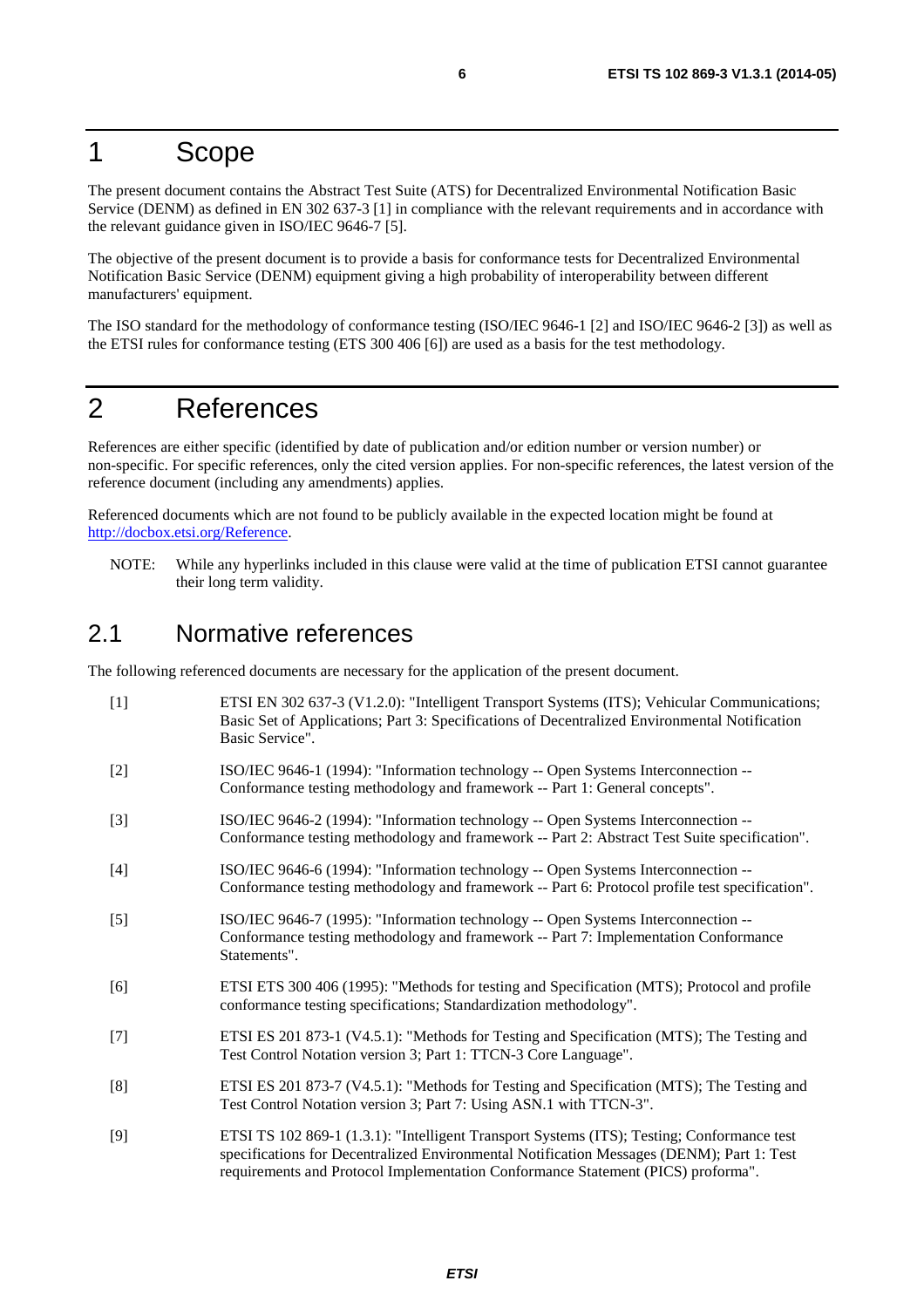# 1 Scope

The present document contains the Abstract Test Suite (ATS) for Decentralized Environmental Notification Basic Service (DENM) as defined in EN 302 637-3 [1] in compliance with the relevant requirements and in accordance with the relevant guidance given in ISO/IEC 9646-7 [5].

The objective of the present document is to provide a basis for conformance tests for Decentralized Environmental Notification Basic Service (DENM) equipment giving a high probability of interoperability between different manufacturers' equipment.

The ISO standard for the methodology of conformance testing (ISO/IEC 9646-1 [2] and ISO/IEC 9646-2 [3]) as well as the ETSI rules for conformance testing (ETS 300 406 [6]) are used as a basis for the test methodology.

# 2 References

References are either specific (identified by date of publication and/or edition number or version number) or non-specific. For specific references, only the cited version applies. For non-specific references, the latest version of the reference document (including any amendments) applies.

Referenced documents which are not found to be publicly available in the expected location might be found at http://docbox.etsi.org/Reference.

NOTE: While any hyperlinks included in this clause were valid at the time of publication ETSI cannot guarantee their long term validity.

## 2.1 Normative references

The following referenced documents are necessary for the application of the present document.

[1] ETSI EN 302 637-3 (V1.2.0): "Intelligent Transport Systems (ITS); Vehicular Communications; Basic Set of Applications; Part 3: Specifications of Decentralized Environmental Notification Basic Service".

[2] ISO/IEC 9646-1 (1994): "Information technology -- Open Systems Interconnection -- Conformance testing methodology and framework -- Part 1: General concepts".

[3] ISO/IEC 9646-2 (1994): "Information technology -- Open Systems Interconnection -- Conformance testing methodology and framework -- Part 2: Abstract Test Suite specification".

[4] ISO/IEC 9646-6 (1994): "Information technology -- Open Systems Interconnection -- Conformance testing methodology and framework -- Part 6: Protocol profile test specification".

[5] ISO/IEC 9646-7 (1995): "Information technology -- Open Systems Interconnection -- Conformance testing methodology and framework -- Part 7: Implementation Conformance Statements".

[6] ETSI ETS 300 406 (1995): "Methods for testing and Specification (MTS); Protocol and profile conformance testing specifications; Standardization methodology".

[7] ETSI ES 201 873-1 (V4.5.1): "Methods for Testing and Specification (MTS); The Testing and Test Control Notation version 3; Part 1: TTCN-3 Core Language".

[8] ETSI ES 201 873-7 (V4.5.1): "Methods for Testing and Specification (MTS); The Testing and Test Control Notation version 3; Part 7: Using ASN.1 with TTCN-3".

[9] ETSI TS 102 869-1 (1.3.1): "Intelligent Transport Systems (ITS); Testing; Conformance test specifications for Decentralized Environmental Notification Messages (DENM); Part 1: Test requirements and Protocol Implementation Conformance Statement (PICS) proforma".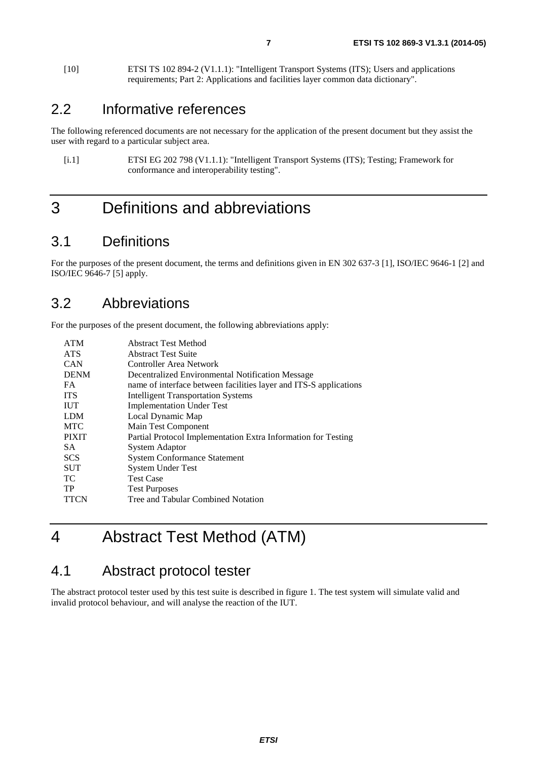[10] ETSI TS 102 894-2 (V1.1.1): "Intelligent Transport Systems (ITS); Users and applications requirements; Part 2: Applications and facilities layer common data dictionary".

## 2.2 Informative references

The following referenced documents are not necessary for the application of the present document but they assist the user with regard to a particular subject area.

[i.1] ETSI EG 202 798 (V1.1.1): "Intelligent Transport Systems (ITS); Testing; Framework for conformance and interoperability testing".

# 3 Definitions and abbreviations

## 3.1 Definitions

For the purposes of the present document, the terms and definitions given in EN 302 637-3 [1], ISO/IEC 9646-1 [2] and ISO/IEC 9646-7 [5] apply.

## 3.2 Abbreviations

For the purposes of the present document, the following abbreviations apply:

| | |
|---|---|
| ATM | Abstract Test Method |
| ATS | Abstract Test Suite |
| CAN | Controller Area Network |
| DENM | Decentralized Environmental Notification Message |
| FA | name of interface between facilities layer and ITS-S applications |
| ITS | Intelligent Transportation Systems |
| IUT | Implementation Under Test |
| LDM | Local Dynamic Map |
| MTC | Main Test Component |
| PIXIT | Partial Protocol Implementation Extra Information for Testing |
| SA | System Adaptor |
| SCS | System Conformance Statement |
| SUT | System Under Test |
| TC | Test Case |
| TP | Test Purposes |
| TTCN | Tree and Tabular Combined Notation |

# 4 Abstract Test Method (ATM)

## 4.1 Abstract protocol tester

The abstract protocol tester used by this test suite is described in figure 1. The test system will simulate valid and invalid protocol behaviour, and will analyse the reaction of the IUT.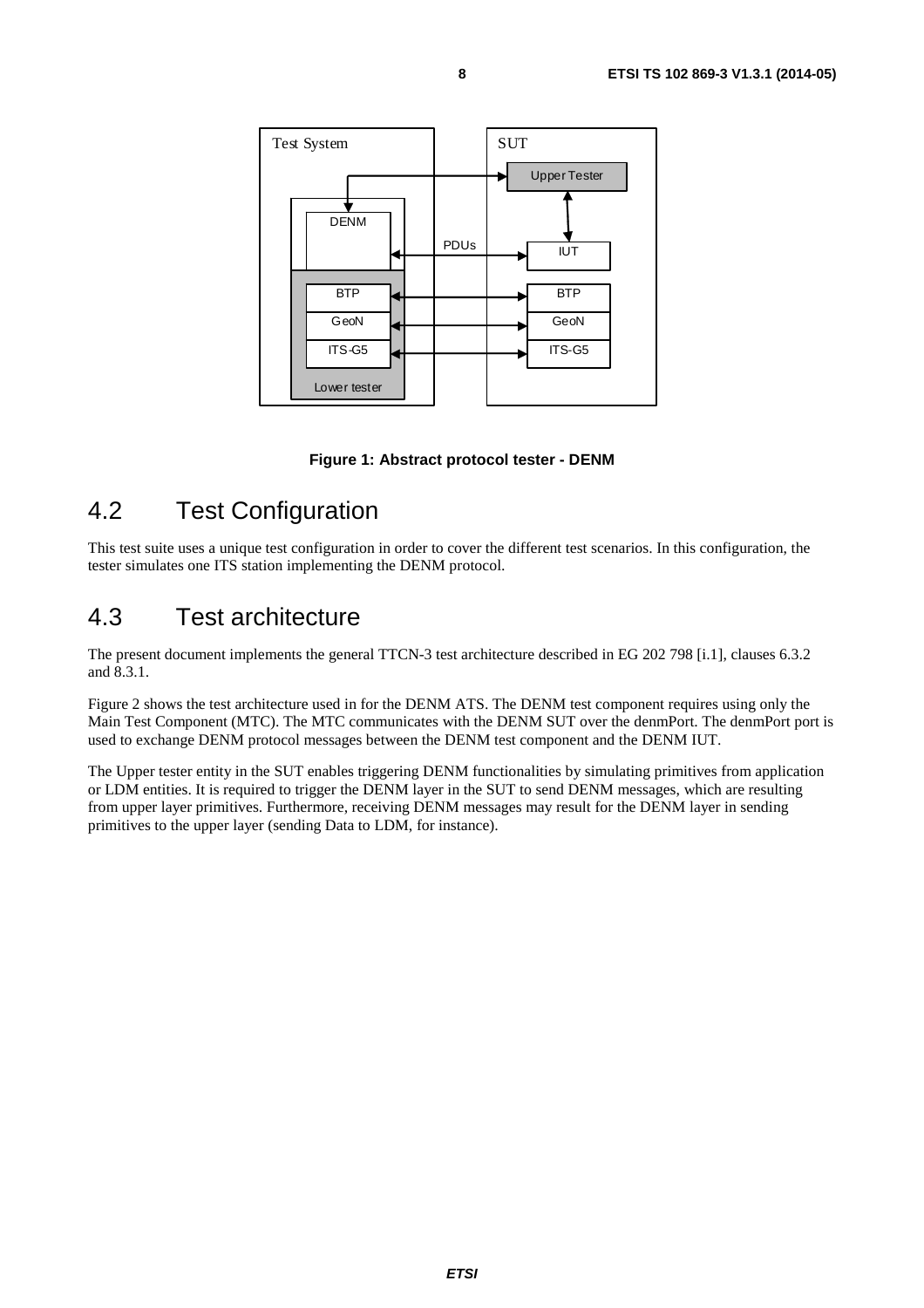**Figure 1: Abstract protocol tester - DENM**

## 4.2 Test Configuration

This test suite uses a unique test configuration in order to cover the different test scenarios. In this configuration, the tester simulates one ITS station implementing the DENM protocol.

## 4.3 Test architecture

The present document implements the general TTCN-3 test architecture described in EG 202 798 [i.1], clauses 6.3.2 and 8.3.1.

Figure 2 shows the test architecture used in for the DENM ATS. The DENM test component requires using only the Main Test Component (MTC). The MTC communicates with the DENM SUT over the denmPort. The denmPort port is used to exchange DENM protocol messages between the DENM test component and the DENM IUT.

The Upper tester entity in the SUT enables triggering DENM functionalities by simulating primitives from application or LDM entities. It is required to trigger the DENM layer in the SUT to send DENM messages, which are resulting from upper layer primitives. Furthermore, receiving DENM messages may result for the DENM layer in sending primitives to the upper layer (sending Data to LDM, for instance).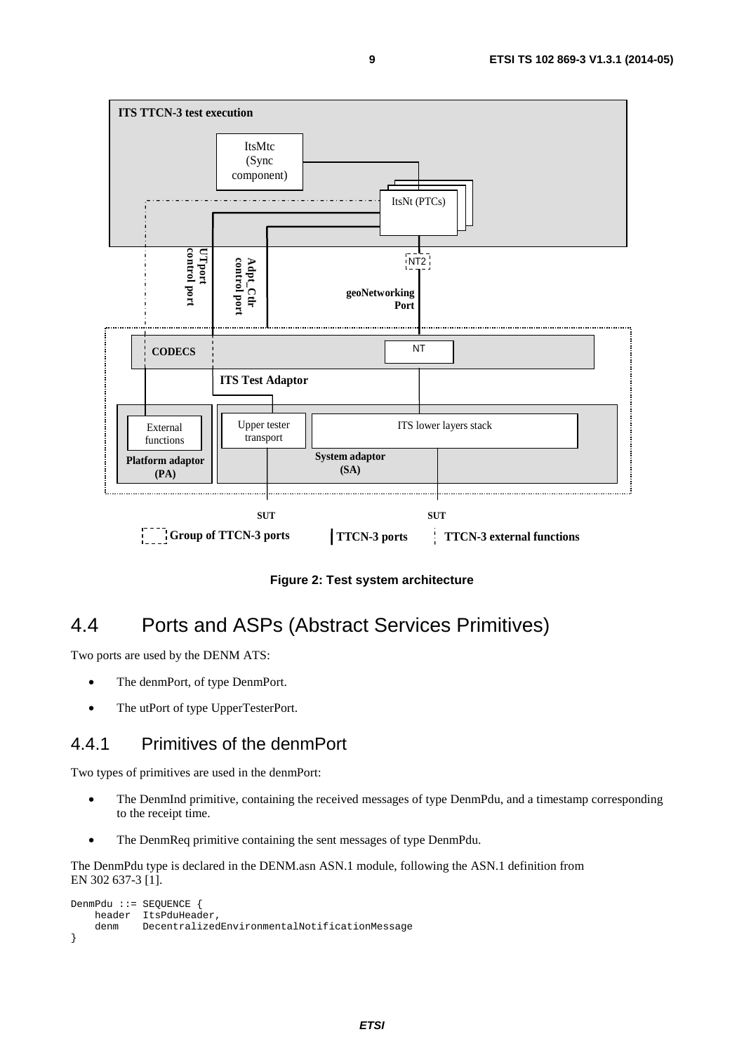**Figure 2: Test system architecture**

## 4.4 Ports and ASPs (Abstract Services Primitives)

Two ports are used by the DENM ATS:

- The denmPort, of type DenmPort.
- The utPort of type UpperTesterPort.

### 4.4.1 Primitives of the denmPort

Two types of primitives are used in the denmPort:

- The DenmInd primitive, containing the received messages of type DenmPdu, and a timestamp corresponding to the receipt time.
- The DenmReq primitive containing the sent messages of type DenmPdu.

The DenmPdu type is declared in the DENM.asn ASN.1 module, following the ASN.1 definition from EN 302 637-3 [1].

```
DenmPdu ::= SEQUENCE {
    header  ItsPduHeader,
    denm    DecentralizedEnvironmentalNotificationMessage
}
```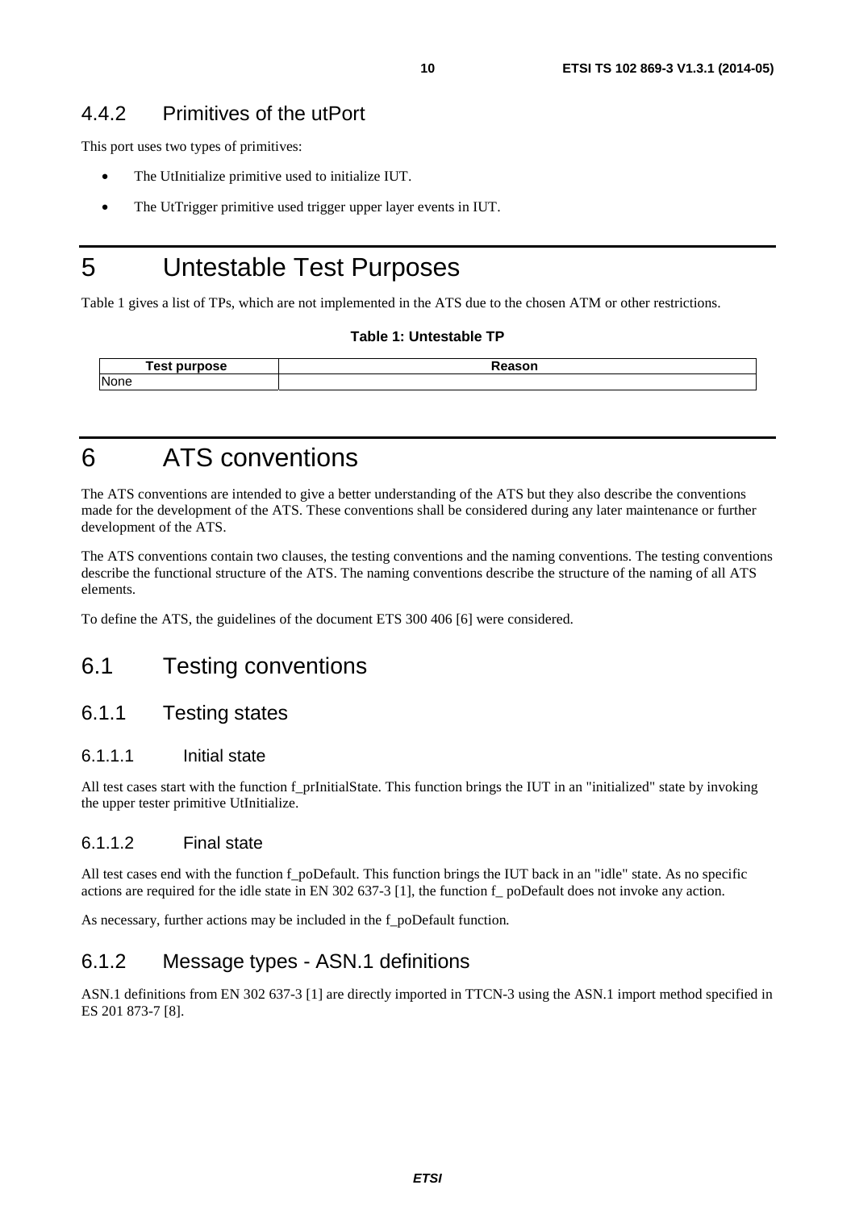### 4.4.2 Primitives of the utPort

This port uses two types of primitives:

- The UtInitialize primitive used to initialize IUT.
- The UtTrigger primitive used trigger upper layer events in IUT.

# 5 Untestable Test Purposes

Table 1 gives a list of TPs, which are not implemented in the ATS due to the chosen ATM or other restrictions.

**Table 1: Untestable TP**

| Test purpose | Reason |
|---|---|
| None | |

# 6 ATS conventions

The ATS conventions are intended to give a better understanding of the ATS but they also describe the conventions made for the development of the ATS. These conventions shall be considered during any later maintenance or further development of the ATS.

The ATS conventions contain two clauses, the testing conventions and the naming conventions. The testing conventions describe the functional structure of the ATS. The naming conventions describe the structure of the naming of all ATS elements.

To define the ATS, the guidelines of the document ETS 300 406 [6] were considered.

## 6.1 Testing conventions

### 6.1.1 Testing states

#### 6.1.1.1 Initial state

All test cases start with the function f_prInitialState. This function brings the IUT in an "initialized" state by invoking the upper tester primitive UtInitialize.

#### 6.1.1.2 Final state

All test cases end with the function f_poDefault. This function brings the IUT back in an "idle" state. As no specific actions are required for the idle state in EN 302 637-3 [1], the function f_ poDefault does not invoke any action.

As necessary, further actions may be included in the f_poDefault function.

### 6.1.2 Message types - ASN.1 definitions

ASN.1 definitions from EN 302 637-3 [1] are directly imported in TTCN-3 using the ASN.1 import method specified in ES 201 873-7 [8].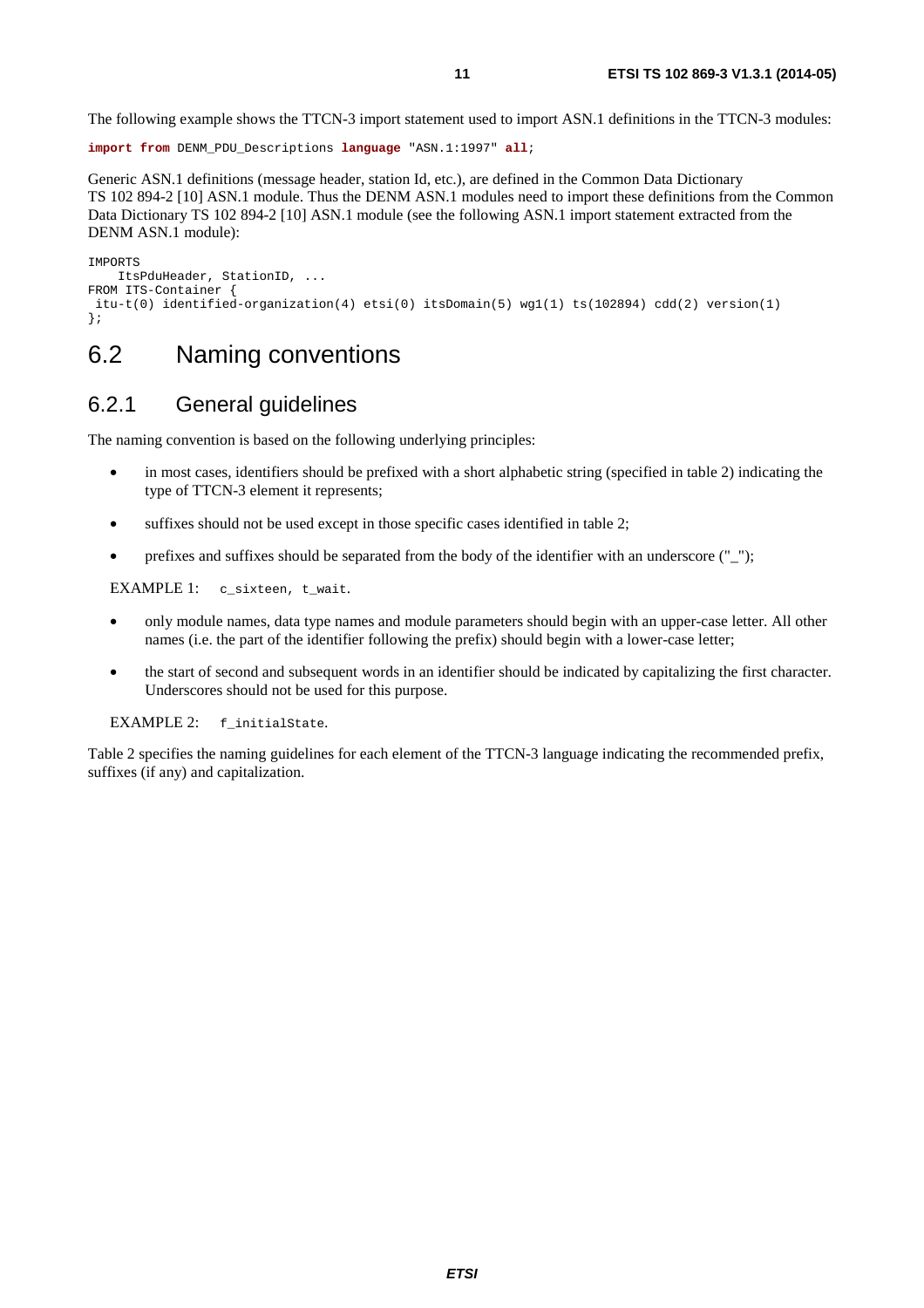The following example shows the TTCN-3 import statement used to import ASN.1 definitions in the TTCN-3 modules:

```
import from DENM_PDU_Descriptions language "ASN.1:1997" all;
```

Generic ASN.1 definitions (message header, station Id, etc.), are defined in the Common Data Dictionary TS 102 894-2 [10] ASN.1 module. Thus the DENM ASN.1 modules need to import these definitions from the Common Data Dictionary TS 102 894-2 [10] ASN.1 module (see the following ASN.1 import statement extracted from the DENM ASN.1 module):

```
IMPORTS
    ItsPduHeader, StationID, ...
FROM ITS-Container {
 itu-t(0) identified-organization(4) etsi(0) itsDomain(5) wg1(1) ts(102894) cdd(2) version(1)
};
```

## 6.2 Naming conventions

### 6.2.1 General guidelines

The naming convention is based on the following underlying principles:

- in most cases, identifiers should be prefixed with a short alphabetic string (specified in table 2) indicating the type of TTCN-3 element it represents;
- suffixes should not be used except in those specific cases identified in table 2;
- prefixes and suffixes should be separated from the body of the identifier with an underscore ("_");

EXAMPLE 1: `c_sixteen, t_wait`.

- only module names, data type names and module parameters should begin with an upper-case letter. All other names (i.e. the part of the identifier following the prefix) should begin with a lower-case letter;
- the start of second and subsequent words in an identifier should be indicated by capitalizing the first character. Underscores should not be used for this purpose.

EXAMPLE 2: `f_initialState`.

Table 2 specifies the naming guidelines for each element of the TTCN-3 language indicating the recommended prefix, suffixes (if any) and capitalization.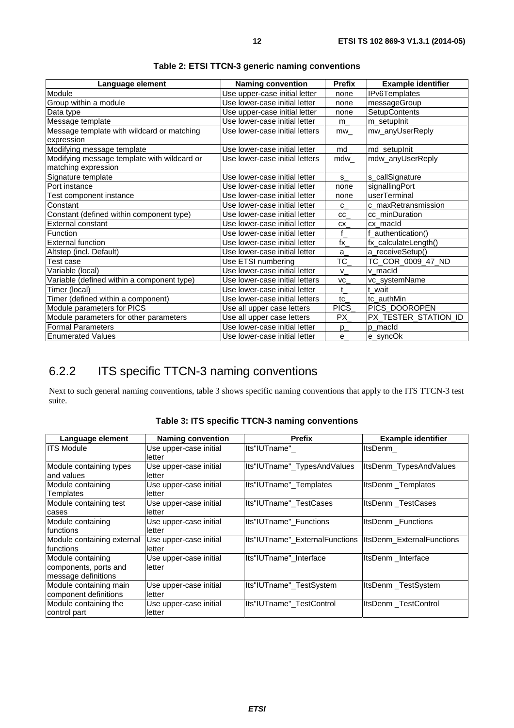**Table 2: ETSI TTCN-3 generic naming conventions**

| Language element | Naming convention | Prefix | Example identifier |
|---|---|---|---|
| Module | Use upper-case initial letter | none | IPv6Templates |
| Group within a module | Use lower-case initial letter | none | messageGroup |
| Data type | Use upper-case initial letter | none | SetupContents |
| Message template | Use lower-case initial letter | m_ | m_setupInit |
| Message template with wildcard or matching expression | Use lower-case initial letters | mw_ | mw_anyUserReply |
| Modifying message template | Use lower-case initial letter | md_ | md_setupInit |
| Modifying message template with wildcard or matching expression | Use lower-case initial letters | mdw_ | mdw_anyUserReply |
| Signature template | Use lower-case initial letter | s_ | s_callSignature |
| Port instance | Use lower-case initial letter | none | signallingPort |
| Test component instance | Use lower-case initial letter | none | userTerminal |
| Constant | Use lower-case initial letter | c_ | c_maxRetransmission |
| Constant (defined within component type) | Use lower-case initial letter | cc_ | cc_minDuration |
| External constant | Use lower-case initial letter | cx_ | cx_macId |
| Function | Use lower-case initial letter | f_ | f_authentication() |
| External function | Use lower-case initial letter | fx_ | fx_calculateLength() |
| Altstep (incl. Default) | Use lower-case initial letter | a_ | a_receiveSetup() |
| Test case | Use ETSI numbering | TC_ | TC_COR_0009_47_ND |
| Variable (local) | Use lower-case initial letter | v_ | v_macId |
| Variable (defined within a component type) | Use lower-case initial letters | vc_ | vc_systemName |
| Timer (local) | Use lower-case initial letter | t_ | t_wait |
| Timer (defined within a component) | Use lower-case initial letters | tc_ | tc_authMin |
| Module parameters for PICS | Use all upper case letters | PICS_ | PICS_DOOROPEN |
| Module parameters for other parameters | Use all upper case letters | PX_ | PX_TESTER_STATION_ID |
| Formal Parameters | Use lower-case initial letter | p_ | p_macId |
| Enumerated Values | Use lower-case initial letter | e_ | e_syncOk |

### 6.2.2 ITS specific TTCN-3 naming conventions

Next to such general naming conventions, table 3 shows specific naming conventions that apply to the ITS TTCN-3 test suite.

**Table 3: ITS specific TTCN-3 naming conventions**

| Language element | Naming convention | Prefix | Example identifier |
|---|---|---|---|
| ITS Module | Use upper-case initial letter | Its"IUTname"_ | ItsDenm_ |
| Module containing types and values | Use upper-case initial letter | Its"IUTname"_TypesAndValues | ItsDenm_TypesAndValues |
| Module containing Templates | Use upper-case initial letter | Its"IUTname"_Templates | ItsDenm _Templates |
| Module containing test cases | Use upper-case initial letter | Its"IUTname"_TestCases | ItsDenm _TestCases |
| Module containing functions | Use upper-case initial letter | Its"IUTname"_Functions | ItsDenm _Functions |
| Module containing external functions | Use upper-case initial letter | Its"IUTname"_ExternalFunctions | ItsDenm_ExternalFunctions |
| Module containing components, ports and message definitions | Use upper-case initial letter | Its"IUTname"_Interface | ItsDenm _Interface |
| Module containing main component definitions | Use upper-case initial letter | Its"IUTname"_TestSystem | ItsDenm _TestSystem |
| Module containing the control part | Use upper-case initial letter | Its"IUTname"_TestControl | ItsDenm _TestControl |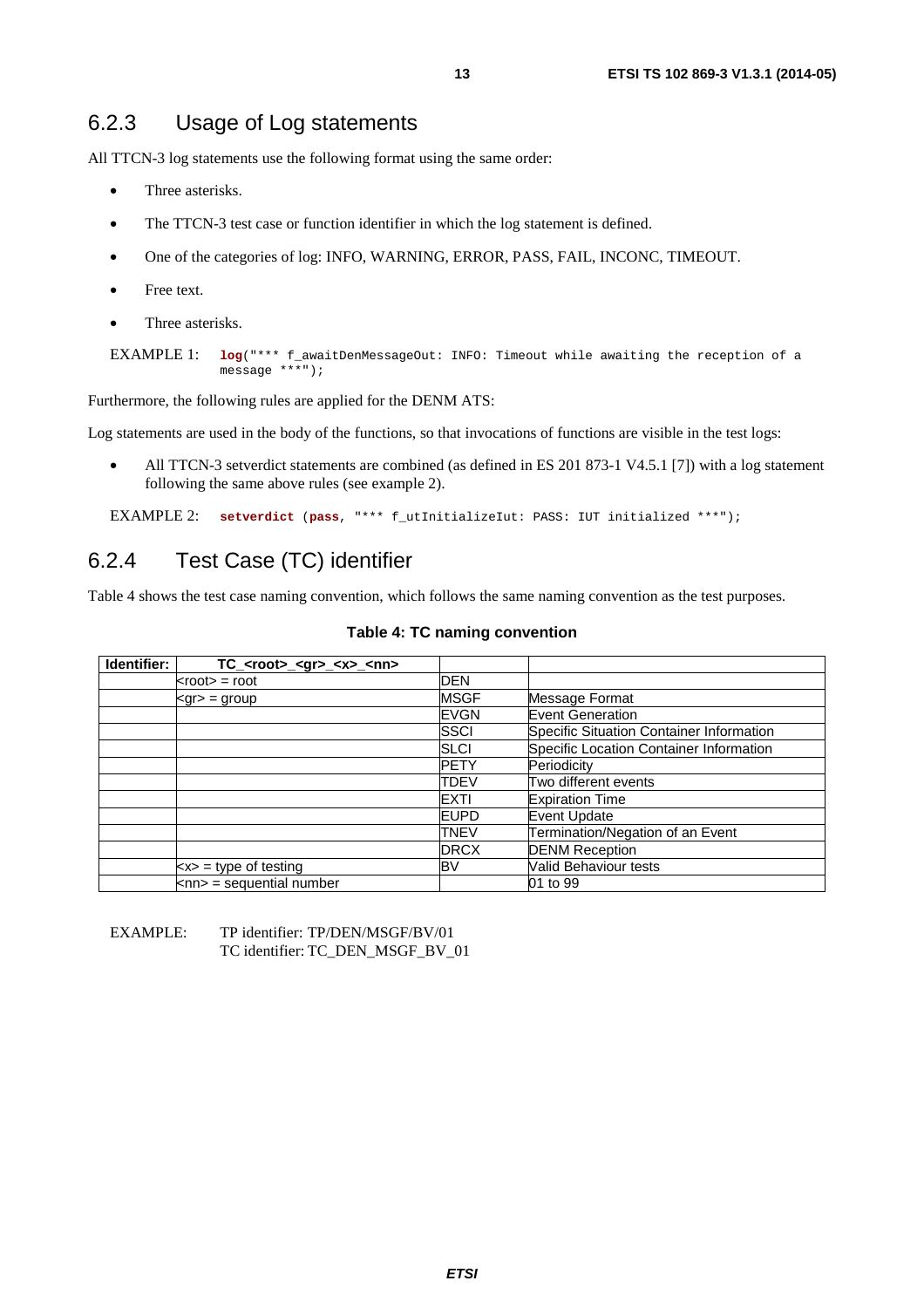### 6.2.3 Usage of Log statements

All TTCN-3 log statements use the following format using the same order:

- Three asterisks.
- The TTCN-3 test case or function identifier in which the log statement is defined.
- One of the categories of log: INFO, WARNING, ERROR, PASS, FAIL, INCONC, TIMEOUT.
- Free text.
- Three asterisks.

EXAMPLE 1:
```
log("*** f_awaitDenMessageOut: INFO: Timeout while awaiting the reception of a
message ***");
```

Furthermore, the following rules are applied for the DENM ATS:

Log statements are used in the body of the functions, so that invocations of functions are visible in the test logs:

- All TTCN-3 setverdict statements are combined (as defined in ES 201 873-1 V4.5.1 [7]) with a log statement following the same above rules (see example 2).

EXAMPLE 2:
```
setverdict (pass, "*** f_utInitializeIut: PASS: IUT initialized ***");
```

### 6.2.4 Test Case (TC) identifier

Table 4 shows the test case naming convention, which follows the same naming convention as the test purposes.

**Table 4: TC naming convention**

| Identifier: | TC_<root>_<gr>_<x>_<nn> | | |
|---|---|---|---|
| | <root> = root | DEN | |
| | <gr> = group | MSGF | Message Format |
| | | EVGN | Event Generation |
| | | SSCI | Specific Situation Container Information |
| | | SLCI | Specific Location Container Information |
| | | PETY | Periodicity |
| | | TDEV | Two different events |
| | | EXTI | Expiration Time |
| | | EUPD | Event Update |
| | | TNEV | Termination/Negation of an Event |
| | | DRCX | DENM Reception |
| | <x> = type of testing | BV | Valid Behaviour tests |
| | <nn> = sequential number | | 01 to 99 |

EXAMPLE: TP identifier: TP/DEN/MSGF/BV/01
TC identifier: TC_DEN_MSGF_BV_01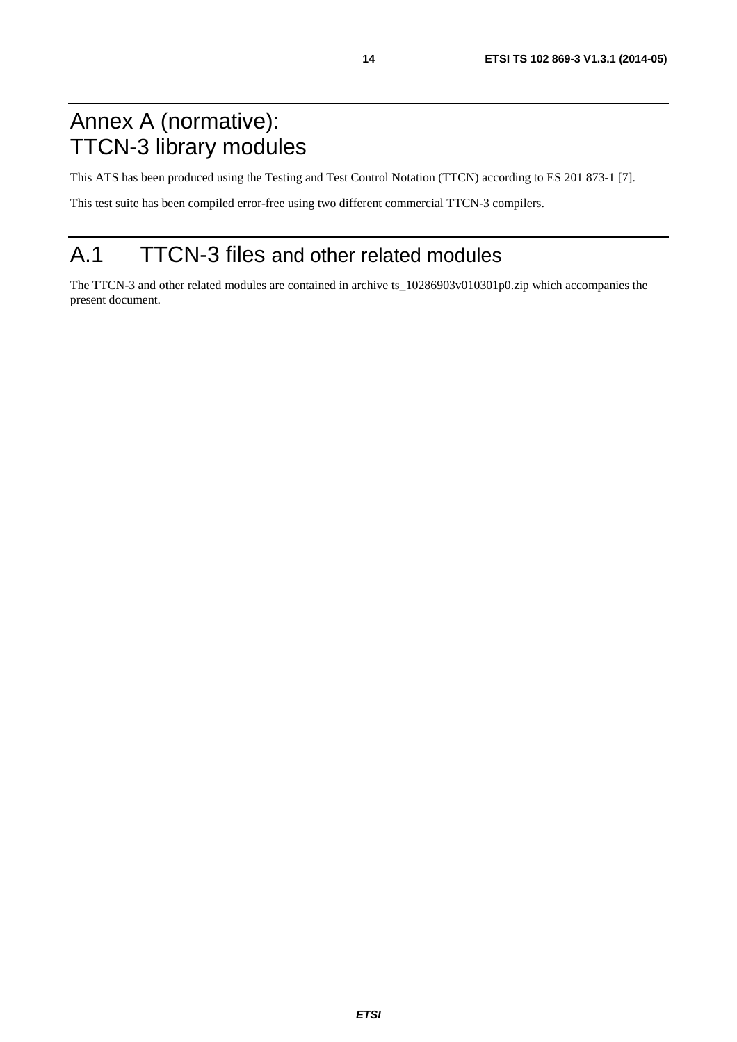# Annex A (normative): TTCN-3 library modules

This ATS has been produced using the Testing and Test Control Notation (TTCN) according to ES 201 873-1 [7].

This test suite has been compiled error-free using two different commercial TTCN-3 compilers.

## A.1 TTCN-3 files and other related modules

The TTCN-3 and other related modules are contained in archive ts_10286903v010301p0.zip which accompanies the present document.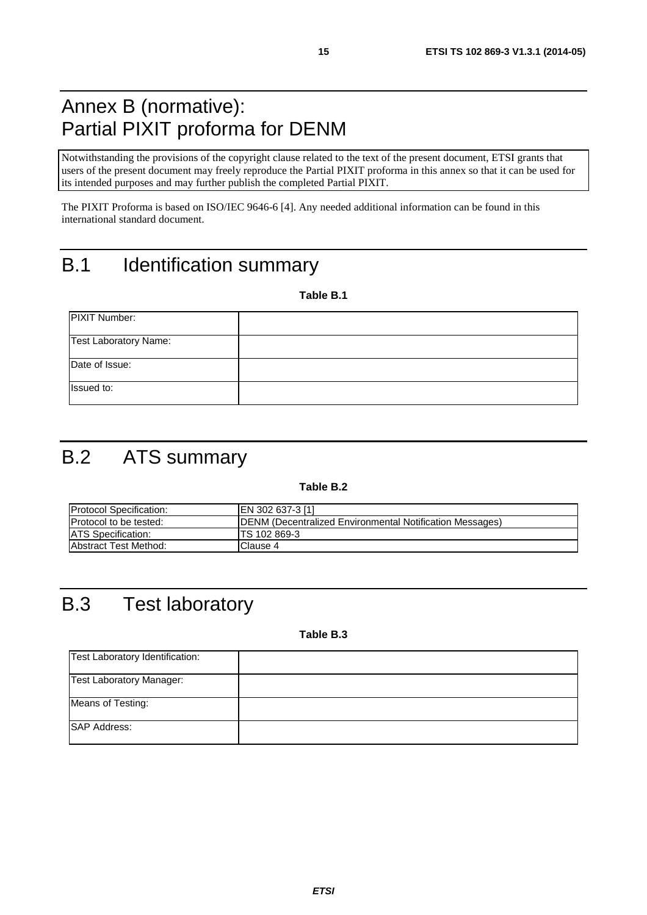# Annex B (normative): Partial PIXIT proforma for DENM

Notwithstanding the provisions of the copyright clause related to the text of the present document, ETSI grants that users of the present document may freely reproduce the Partial PIXIT proforma in this annex so that it can be used for its intended purposes and may further publish the completed Partial PIXIT.

The PIXIT Proforma is based on ISO/IEC 9646-6 [4]. Any needed additional information can be found in this international standard document.

# B.1 Identification summary

**Table B.1**

| | |
|---|---|
| PIXIT Number: | |
| Test Laboratory Name: | |
| Date of Issue: | |
| Issued to: | |

# B.2 ATS summary

**Table B.2**

| | |
|---|---|
| Protocol Specification: | EN 302 637-3 [1] |
| Protocol to be tested: | DENM (Decentralized Environmental Notification Messages) |
| ATS Specification: | TS 102 869-3 |
| Abstract Test Method: | Clause 4 |

# B.3 Test laboratory

**Table B.3**

| | |
|---|---|
| Test Laboratory Identification: | |
| Test Laboratory Manager: | |
| Means of Testing: | |
| SAP Address: | |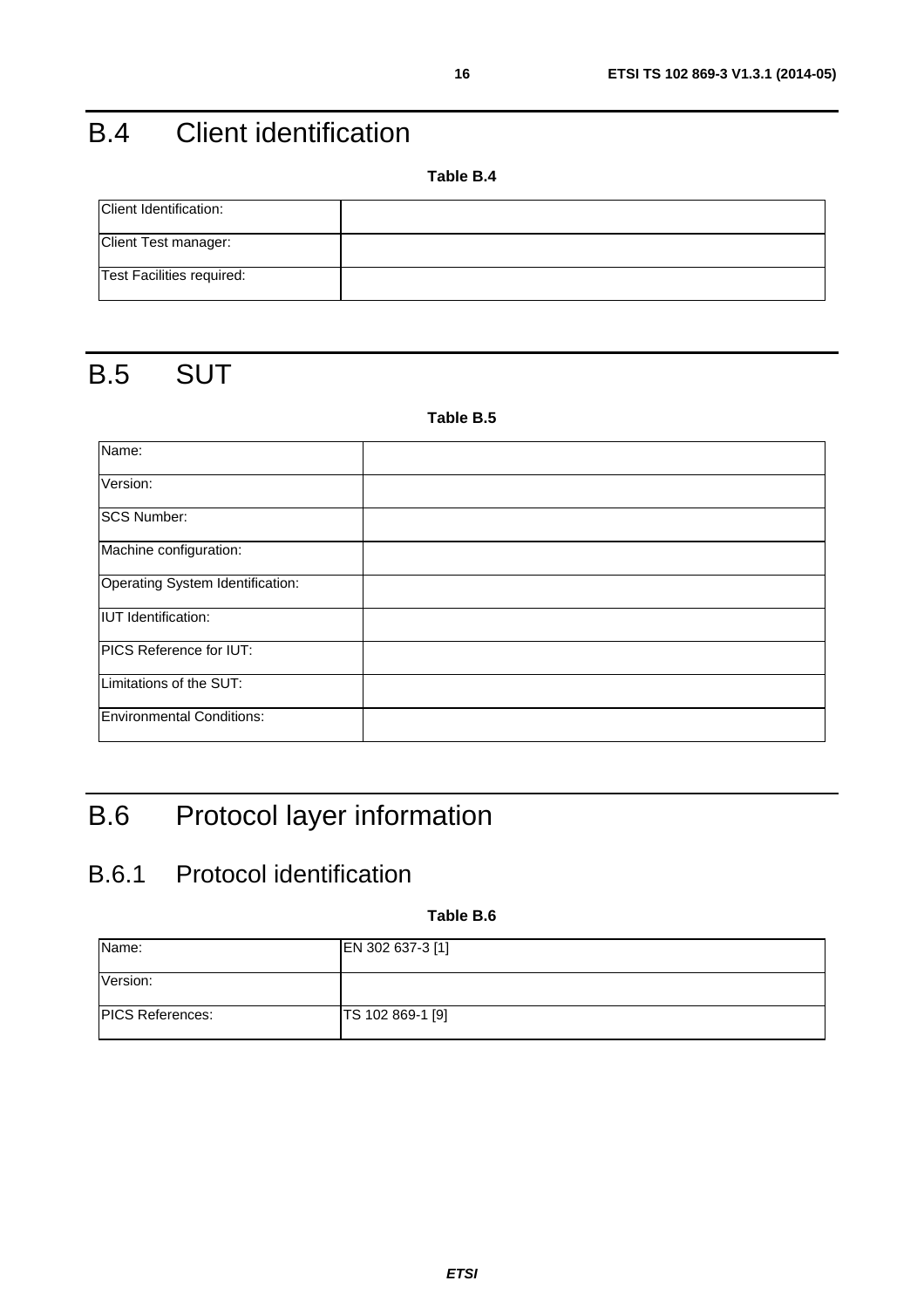# B.4 Client identification

**Table B.4**

| | |
|---|---|
| Client Identification: | |
| Client Test manager: | |
| Test Facilities required: | |

# B.5 SUT

**Table B.5**

| | |
|---|---|
| Name: | |
| Version: | |
| SCS Number: | |
| Machine configuration: | |
| Operating System Identification: | |
| IUT Identification: | |
| PICS Reference for IUT: | |
| Limitations of the SUT: | |
| Environmental Conditions: | |

# B.6 Protocol layer information

## B.6.1 Protocol identification

**Table B.6**

| | |
|---|---|
| Name: | EN 302 637-3 [1] |
| Version: | |
| PICS References: | TS 102 869-1 [9] |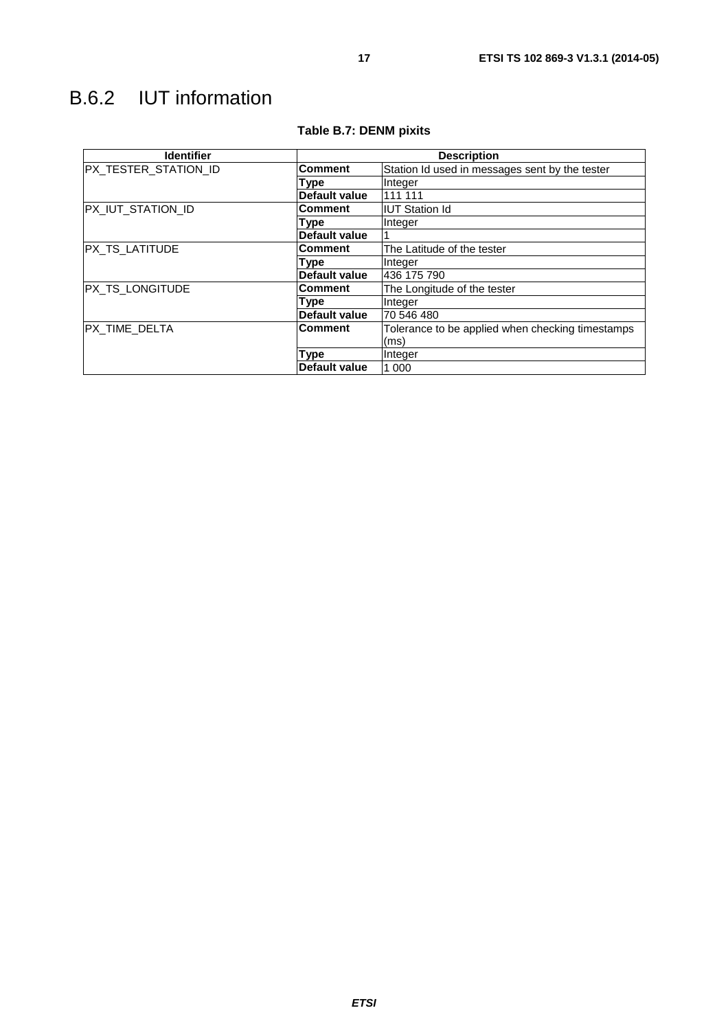# B.6.2 IUT information

**Table B.7: DENM pixits**

| Identifier | Description | |
|---|---|---|
| PX_TESTER_STATION_ID | **Comment** | Station Id used in messages sent by the tester |
| | **Type** | Integer |
| | **Default value** | 111 111 |
| PX_IUT_STATION_ID | **Comment** | IUT Station Id |
| | **Type** | Integer |
| | **Default value** | 1 |
| PX_TS_LATITUDE | **Comment** | The Latitude of the tester |
| | **Type** | Integer |
| | **Default value** | 436 175 790 |
| PX_TS_LONGITUDE | **Comment** | The Longitude of the tester |
| | **Type** | Integer |
| | **Default value** | 70 546 480 |
| PX_TIME_DELTA | **Comment** | Tolerance to be applied when checking timestamps (ms) |
| | **Type** | Integer |
| | **Default value** | 1 000 |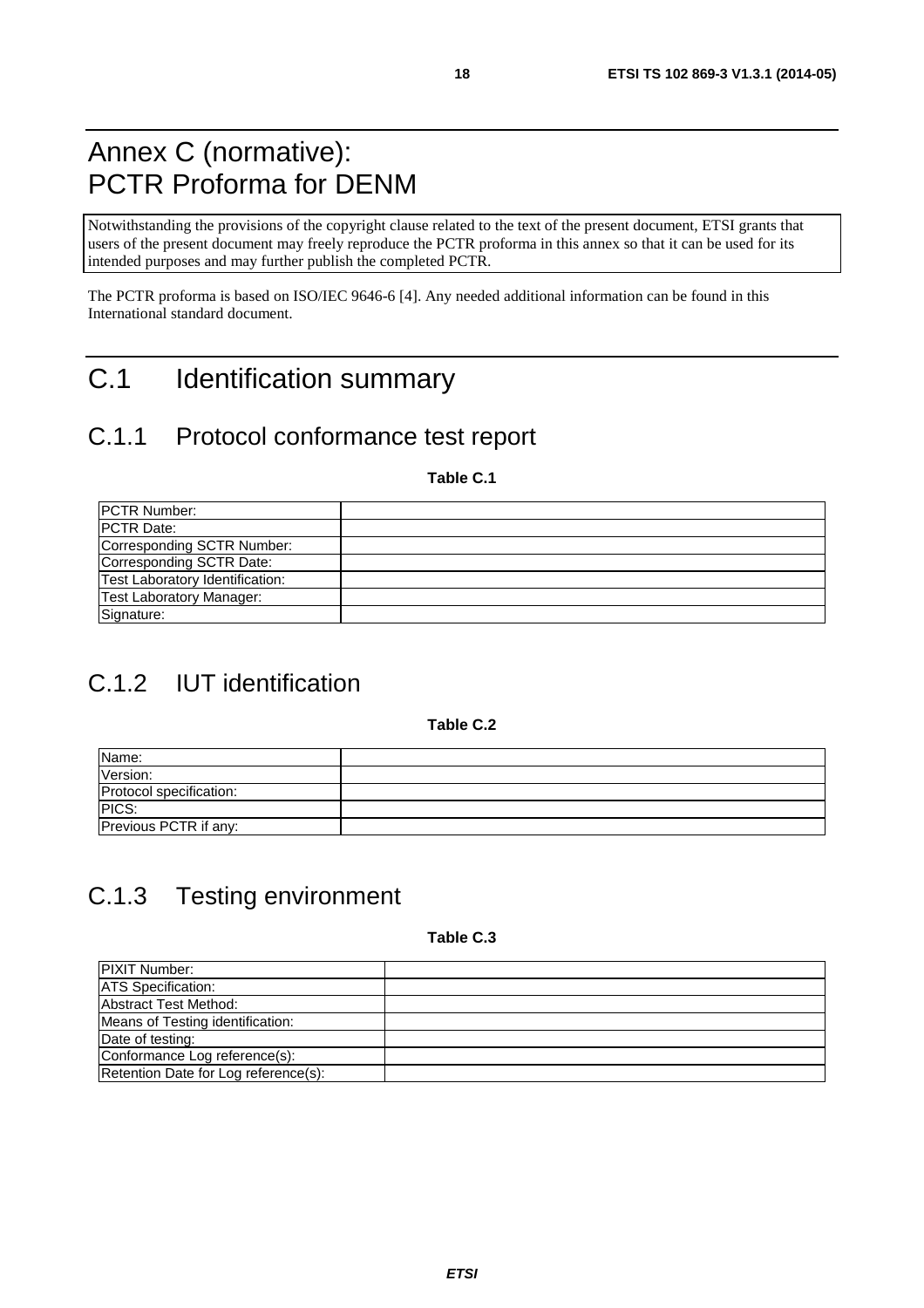# Annex C (normative): PCTR Proforma for DENM

Notwithstanding the provisions of the copyright clause related to the text of the present document, ETSI grants that users of the present document may freely reproduce the PCTR proforma in this annex so that it can be used for its intended purposes and may further publish the completed PCTR.

The PCTR proforma is based on ISO/IEC 9646-6 [4]. Any needed additional information can be found in this International standard document.

# C.1 Identification summary

## C.1.1 Protocol conformance test report

**Table C.1**

| | |
|---|---|
| PCTR Number: | |
| PCTR Date: | |
| Corresponding SCTR Number: | |
| Corresponding SCTR Date: | |
| Test Laboratory Identification: | |
| Test Laboratory Manager: | |
| Signature: | |

## C.1.2 IUT identification

**Table C.2**

| | |
|---|---|
| Name: | |
| Version: | |
| Protocol specification: | |
| PICS: | |
| Previous PCTR if any: | |

## C.1.3 Testing environment

**Table C.3**

| | |
|---|---|
| PIXIT Number: | |
| ATS Specification: | |
| Abstract Test Method: | |
| Means of Testing identification: | |
| Date of testing: | |
| Conformance Log reference(s): | |
| Retention Date for Log reference(s): | |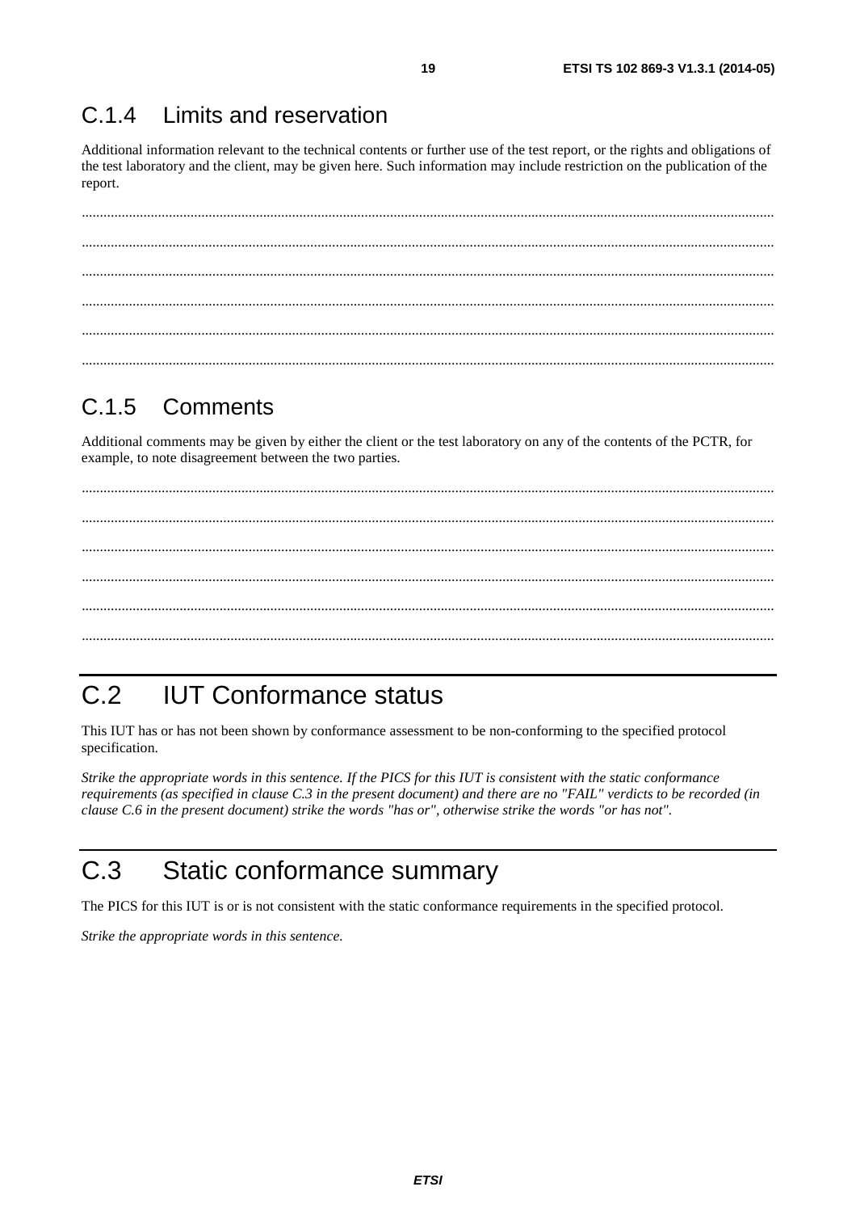## C.1.4 Limits and reservation

Additional information relevant to the technical contents or further use of the test report, or the rights and obligations of the test laboratory and the client, may be given here. Such information may include restriction on the publication of the report.

.............................................................................................................................................................................................

.............................................................................................................................................................................................

.............................................................................................................................................................................................

.............................................................................................................................................................................................

.............................................................................................................................................................................................

.............................................................................................................................................................................................

## C.1.5 Comments

Additional comments may be given by either the client or the test laboratory on any of the contents of the PCTR, for example, to note disagreement between the two parties.

.............................................................................................................................................................................................

.............................................................................................................................................................................................

.............................................................................................................................................................................................

.............................................................................................................................................................................................

.............................................................................................................................................................................................

.............................................................................................................................................................................................

# C.2 IUT Conformance status

This IUT has or has not been shown by conformance assessment to be non-conforming to the specified protocol specification.

*Strike the appropriate words in this sentence. If the PICS for this IUT is consistent with the static conformance requirements (as specified in clause C.3 in the present document) and there are no "FAIL" verdicts to be recorded (in clause C.6 in the present document) strike the words "has or", otherwise strike the words "or has not".*

# C.3 Static conformance summary

The PICS for this IUT is or is not consistent with the static conformance requirements in the specified protocol.

*Strike the appropriate words in this sentence.*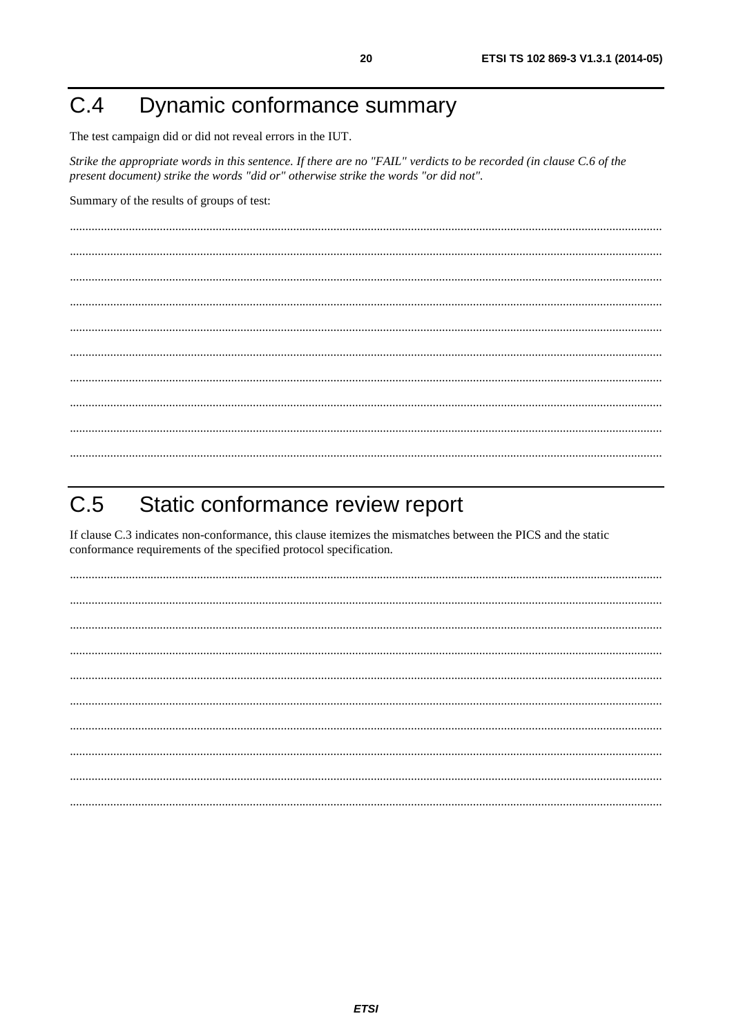# C.4 Dynamic conformance summary

The test campaign did or did not reveal errors in the IUT.

*Strike the appropriate words in this sentence. If there are no "FAIL" verdicts to be recorded (in clause C.6 of the present document) strike the words "did or" otherwise strike the words "or did not".*

Summary of the results of groups of test:

..........................................................................................................................................................................................

..........................................................................................................................................................................................

..........................................................................................................................................................................................

..........................................................................................................................................................................................

..........................................................................................................................................................................................

..........................................................................................................................................................................................

..........................................................................................................................................................................................

..........................................................................................................................................................................................

..........................................................................................................................................................................................

..........................................................................................................................................................................................

# C.5 Static conformance review report

If clause C.3 indicates non-conformance, this clause itemizes the mismatches between the PICS and the static conformance requirements of the specified protocol specification.

..........................................................................................................................................................................................

..........................................................................................................................................................................................

..........................................................................................................................................................................................

..........................................................................................................................................................................................

..........................................................................................................................................................................................

..........................................................................................................................................................................................

..........................................................................................................................................................................................

..........................................................................................................................................................................................

..........................................................................................................................................................................................

..........................................................................................................................................................................................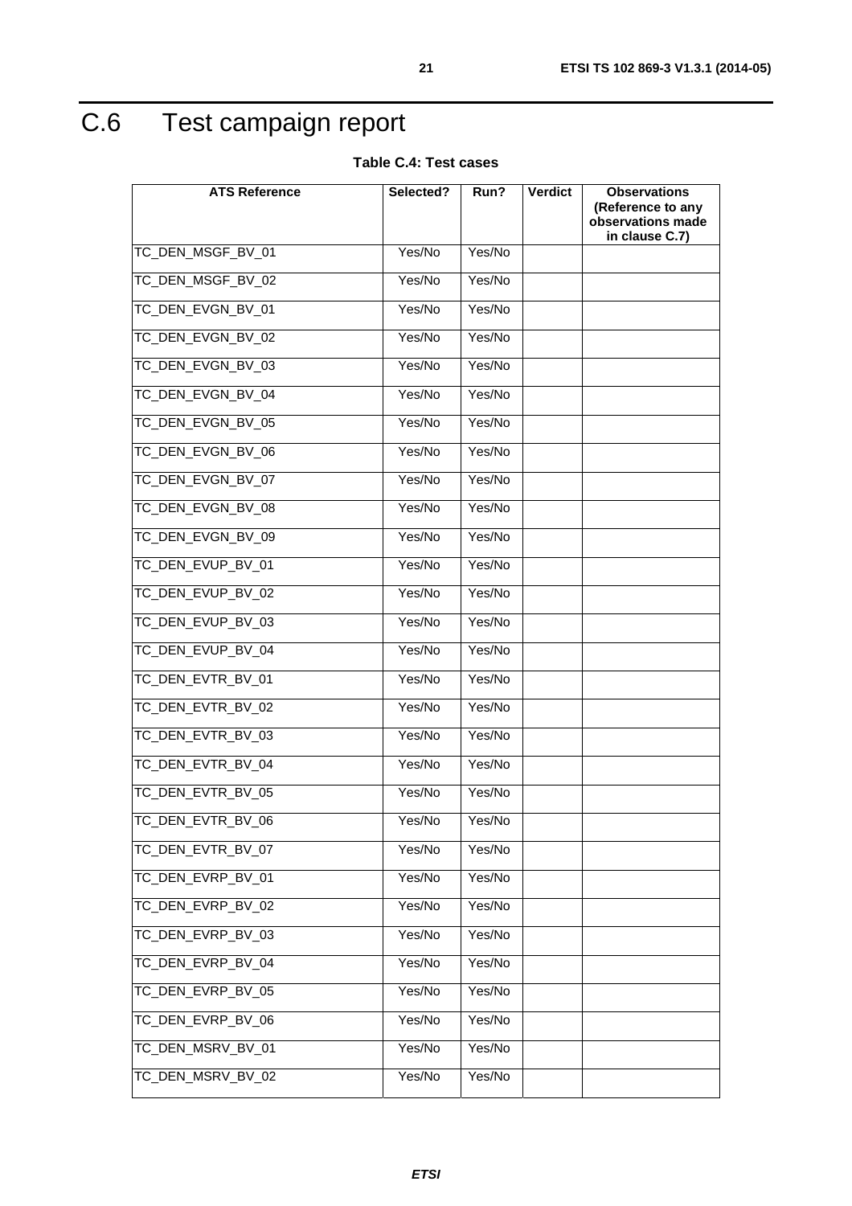# C.6 Test campaign report

**Table C.4: Test cases**

| ATS Reference | Selected? | Run? | Verdict | Observations (Reference to any observations made in clause C.7) |
|---|---|---|---|---|
| TC_DEN_MSGF_BV_01 | Yes/No | Yes/No | | |
| TC_DEN_MSGF_BV_02 | Yes/No | Yes/No | | |
| TC_DEN_EVGN_BV_01 | Yes/No | Yes/No | | |
| TC_DEN_EVGN_BV_02 | Yes/No | Yes/No | | |
| TC_DEN_EVGN_BV_03 | Yes/No | Yes/No | | |
| TC_DEN_EVGN_BV_04 | Yes/No | Yes/No | | |
| TC_DEN_EVGN_BV_05 | Yes/No | Yes/No | | |
| TC_DEN_EVGN_BV_06 | Yes/No | Yes/No | | |
| TC_DEN_EVGN_BV_07 | Yes/No | Yes/No | | |
| TC_DEN_EVGN_BV_08 | Yes/No | Yes/No | | |
| TC_DEN_EVGN_BV_09 | Yes/No | Yes/No | | |
| TC_DEN_EVUP_BV_01 | Yes/No | Yes/No | | |
| TC_DEN_EVUP_BV_02 | Yes/No | Yes/No | | |
| TC_DEN_EVUP_BV_03 | Yes/No | Yes/No | | |
| TC_DEN_EVUP_BV_04 | Yes/No | Yes/No | | |
| TC_DEN_EVTR_BV_01 | Yes/No | Yes/No | | |
| TC_DEN_EVTR_BV_02 | Yes/No | Yes/No | | |
| TC_DEN_EVTR_BV_03 | Yes/No | Yes/No | | |
| TC_DEN_EVTR_BV_04 | Yes/No | Yes/No | | |
| TC_DEN_EVTR_BV_05 | Yes/No | Yes/No | | |
| TC_DEN_EVTR_BV_06 | Yes/No | Yes/No | | |
| TC_DEN_EVTR_BV_07 | Yes/No | Yes/No | | |
| TC_DEN_EVRP_BV_01 | Yes/No | Yes/No | | |
| TC_DEN_EVRP_BV_02 | Yes/No | Yes/No | | |
| TC_DEN_EVRP_BV_03 | Yes/No | Yes/No | | |
| TC_DEN_EVRP_BV_04 | Yes/No | Yes/No | | |
| TC_DEN_EVRP_BV_05 | Yes/No | Yes/No | | |
| TC_DEN_EVRP_BV_06 | Yes/No | Yes/No | | |
| TC_DEN_MSRV_BV_01 | Yes/No | Yes/No | | |
| TC_DEN_MSRV_BV_02 | Yes/No | Yes/No | | |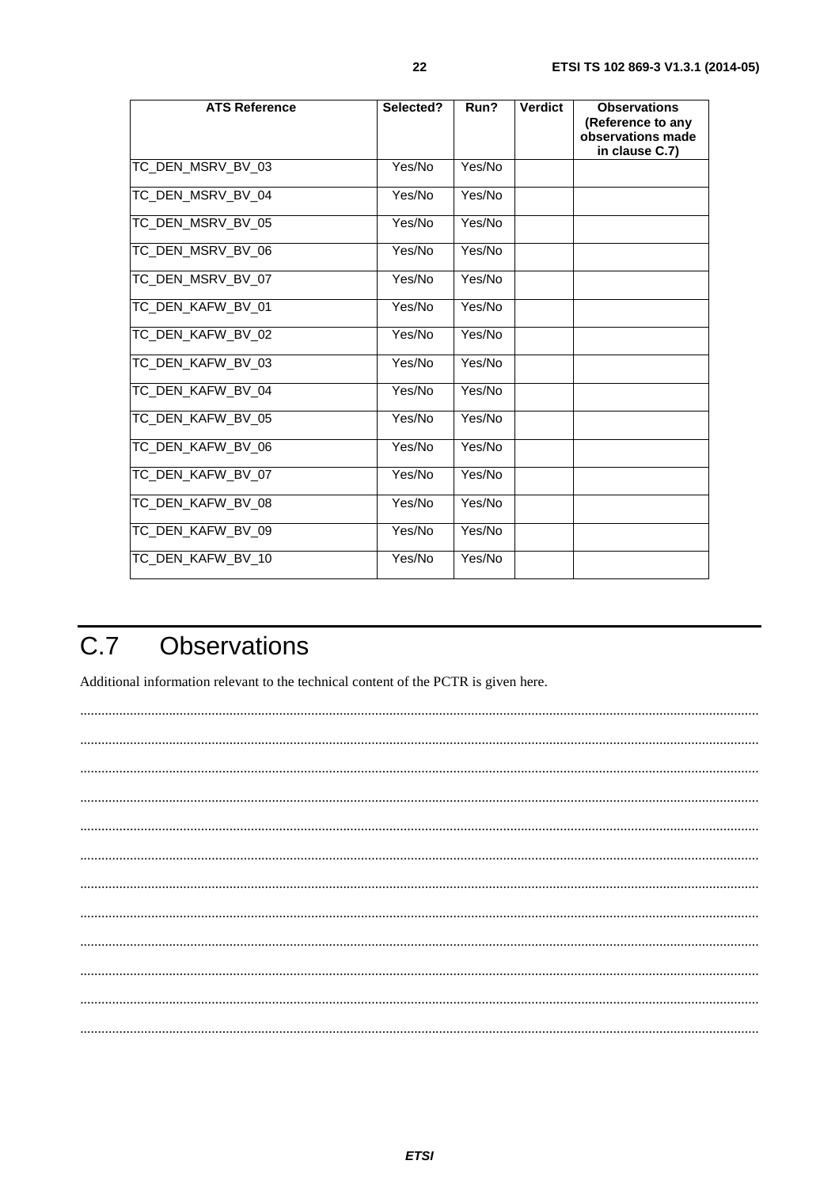| ATS Reference | Selected? | Run? | Verdict | Observations (Reference to any observations made in clause C.7) |
|---|---|---|---|---|
| TC_DEN_MSRV_BV_03 | Yes/No | Yes/No | | |
| TC_DEN_MSRV_BV_04 | Yes/No | Yes/No | | |
| TC_DEN_MSRV_BV_05 | Yes/No | Yes/No | | |
| TC_DEN_MSRV_BV_06 | Yes/No | Yes/No | | |
| TC_DEN_MSRV_BV_07 | Yes/No | Yes/No | | |
| TC_DEN_KAFW_BV_01 | Yes/No | Yes/No | | |
| TC_DEN_KAFW_BV_02 | Yes/No | Yes/No | | |
| TC_DEN_KAFW_BV_03 | Yes/No | Yes/No | | |
| TC_DEN_KAFW_BV_04 | Yes/No | Yes/No | | |
| TC_DEN_KAFW_BV_05 | Yes/No | Yes/No | | |
| TC_DEN_KAFW_BV_06 | Yes/No | Yes/No | | |
| TC_DEN_KAFW_BV_07 | Yes/No | Yes/No | | |
| TC_DEN_KAFW_BV_08 | Yes/No | Yes/No | | |
| TC_DEN_KAFW_BV_09 | Yes/No | Yes/No | | |
| TC_DEN_KAFW_BV_10 | Yes/No | Yes/No | | |

# C.7 Observations

Additional information relevant to the technical content of the PCTR is given here.

.............................................................................................................................................................................

.............................................................................................................................................................................

.............................................................................................................................................................................

.............................................................................................................................................................................

.............................................................................................................................................................................

.............................................................................................................................................................................

.............................................................................................................................................................................

.............................................................................................................................................................................

.............................................................................................................................................................................

.............................................................................................................................................................................

.............................................................................................................................................................................

.............................................................................................................................................................................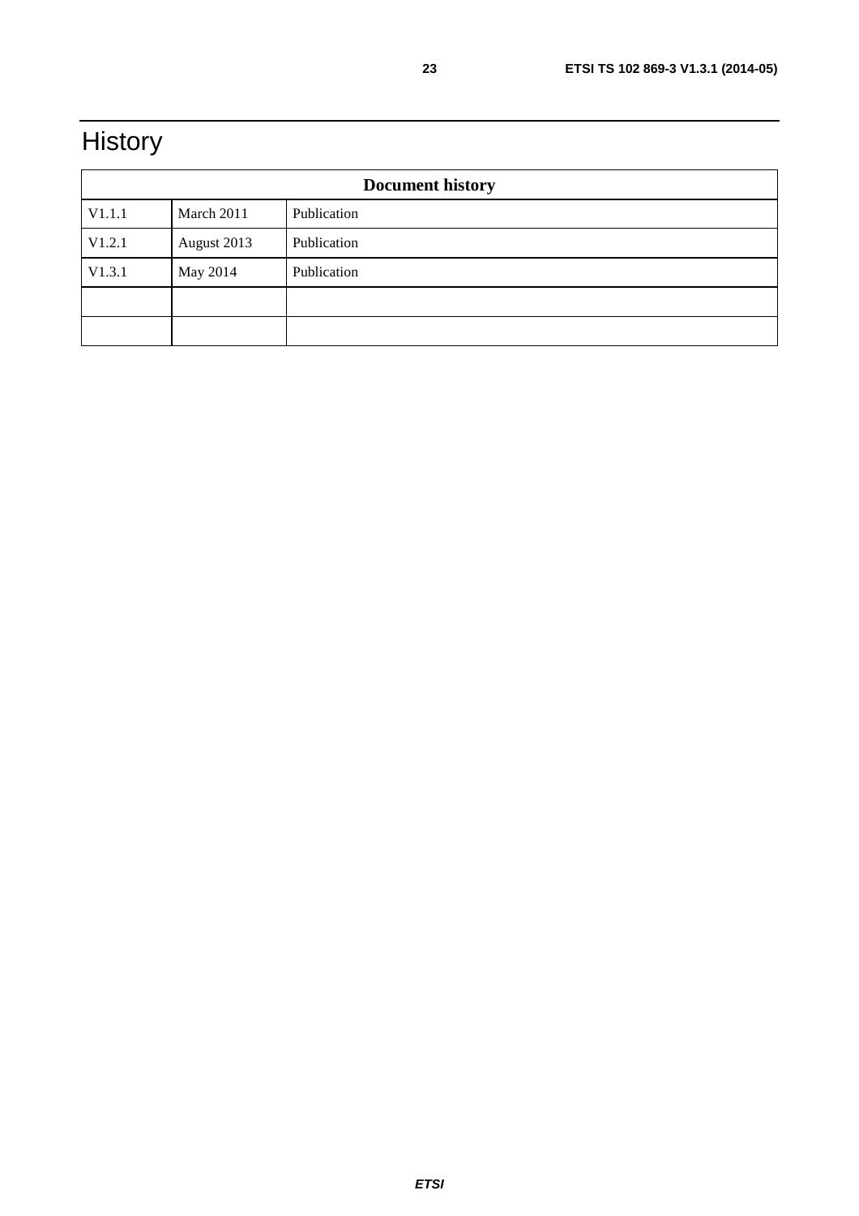# History

| Document history | | |
|---|---|---|
| V1.1.1 | March 2011 | Publication |
| V1.2.1 | August 2013 | Publication |
| V1.3.1 | May 2014 | Publication |
| | | |
| | | |